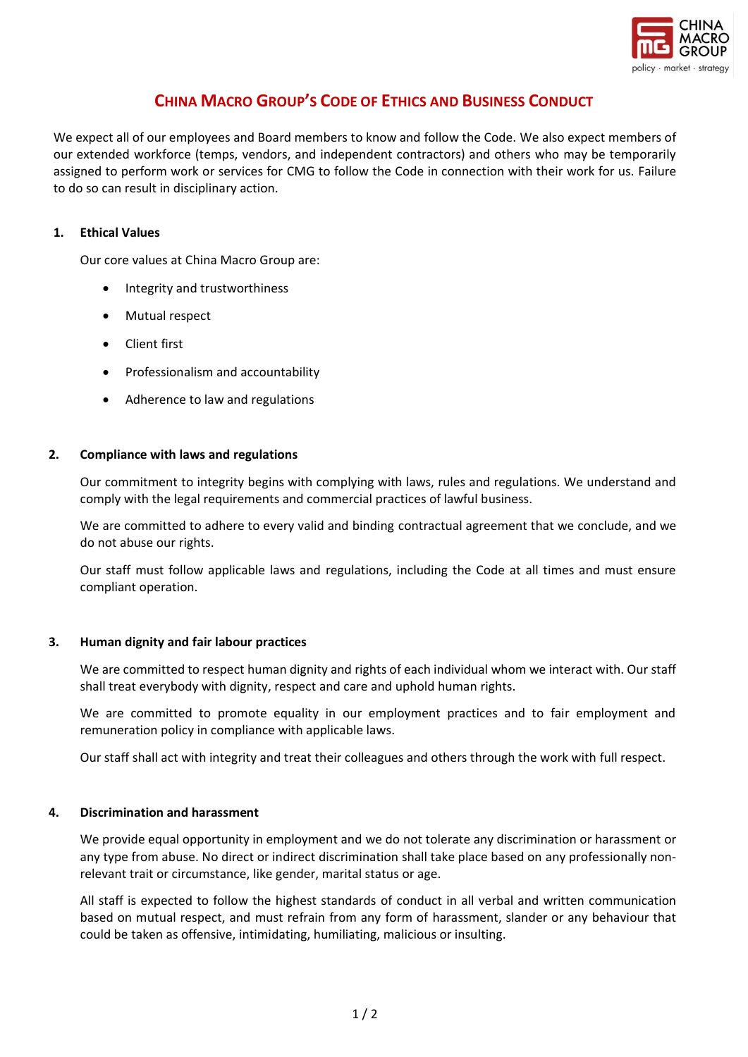# CHINA MACRO GROUP'S CODE OF ETHICS AND BUSINESS CONDUCT

We expect all of our employees and Board members to know and follow the Code. We also expect members of our extended workforce (temps, vendors, and independent contractors) and others who may be temporarily assigned to perform work or services for CMG to follow the Code in connection with their work for us. Failure to do so can result in disciplinary action.

## 1. Ethical Values

Our core values at China Macro Group are:

- Integrity and trustworthiness
- Mutual respect
- Client first
- Professionalism and accountability
- Adherence to law and regulations

## 2. Compliance with laws and regulations

Our commitment to integrity begins with complying with laws, rules and regulations. We understand and comply with the legal requirements and commercial practices of lawful business.

We are committed to adhere to every valid and binding contractual agreement that we conclude, and we do not abuse our rights.

Our staff must follow applicable laws and regulations, including the Code at all times and must ensure compliant operation.

## 3. Human dignity and fair labour practices

We are committed to respect human dignity and rights of each individual whom we interact with. Our staff shall treat everybody with dignity, respect and care and uphold human rights.

We are committed to promote equality in our employment practices and to fair employment and remuneration policy in compliance with applicable laws.

Our staff shall act with integrity and treat their colleagues and others through the work with full respect.

## 4. Discrimination and harassment

We provide equal opportunity in employment and we do not tolerate any discrimination or harassment or any type from abuse. No direct or indirect discrimination shall take place based on any professionally non-relevant trait or circumstance, like gender, marital status or age.

All staff is expected to follow the highest standards of conduct in all verbal and written communication based on mutual respect, and must refrain from any form of harassment, slander or any behaviour that could be taken as offensive, intimidating, humiliating, malicious or insulting.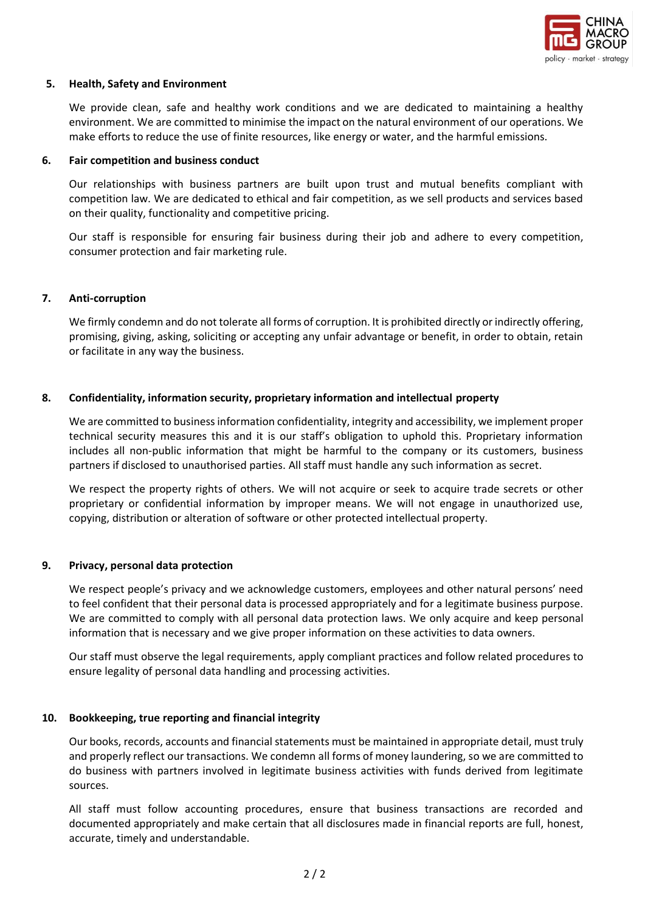## 5. Health, Safety and Environment

We provide clean, safe and healthy work conditions and we are dedicated to maintaining a healthy environment. We are committed to minimise the impact on the natural environment of our operations. We make efforts to reduce the use of finite resources, like energy or water, and the harmful emissions.

## 6. Fair competition and business conduct

Our relationships with business partners are built upon trust and mutual benefits compliant with competition law. We are dedicated to ethical and fair competition, as we sell products and services based on their quality, functionality and competitive pricing.

Our staff is responsible for ensuring fair business during their job and adhere to every competition, consumer protection and fair marketing rule.

## 7. Anti-corruption

We firmly condemn and do not tolerate all forms of corruption. It is prohibited directly or indirectly offering, promising, giving, asking, soliciting or accepting any unfair advantage or benefit, in order to obtain, retain or facilitate in any way the business.

## 8. Confidentiality, information security, proprietary information and intellectual property

We are committed to business information confidentiality, integrity and accessibility, we implement proper technical security measures this and it is our staff's obligation to uphold this. Proprietary information includes all non-public information that might be harmful to the company or its customers, business partners if disclosed to unauthorised parties. All staff must handle any such information as secret.

We respect the property rights of others. We will not acquire or seek to acquire trade secrets or other proprietary or confidential information by improper means. We will not engage in unauthorized use, copying, distribution or alteration of software or other protected intellectual property.

## 9. Privacy, personal data protection

We respect people's privacy and we acknowledge customers, employees and other natural persons' need to feel confident that their personal data is processed appropriately and for a legitimate business purpose. We are committed to comply with all personal data protection laws. We only acquire and keep personal information that is necessary and we give proper information on these activities to data owners.

Our staff must observe the legal requirements, apply compliant practices and follow related procedures to ensure legality of personal data handling and processing activities.

## 10. Bookkeeping, true reporting and financial integrity

Our books, records, accounts and financial statements must be maintained in appropriate detail, must truly and properly reflect our transactions. We condemn all forms of money laundering, so we are committed to do business with partners involved in legitimate business activities with funds derived from legitimate sources.

All staff must follow accounting procedures, ensure that business transactions are recorded and documented appropriately and make certain that all disclosures made in financial reports are full, honest, accurate, timely and understandable.